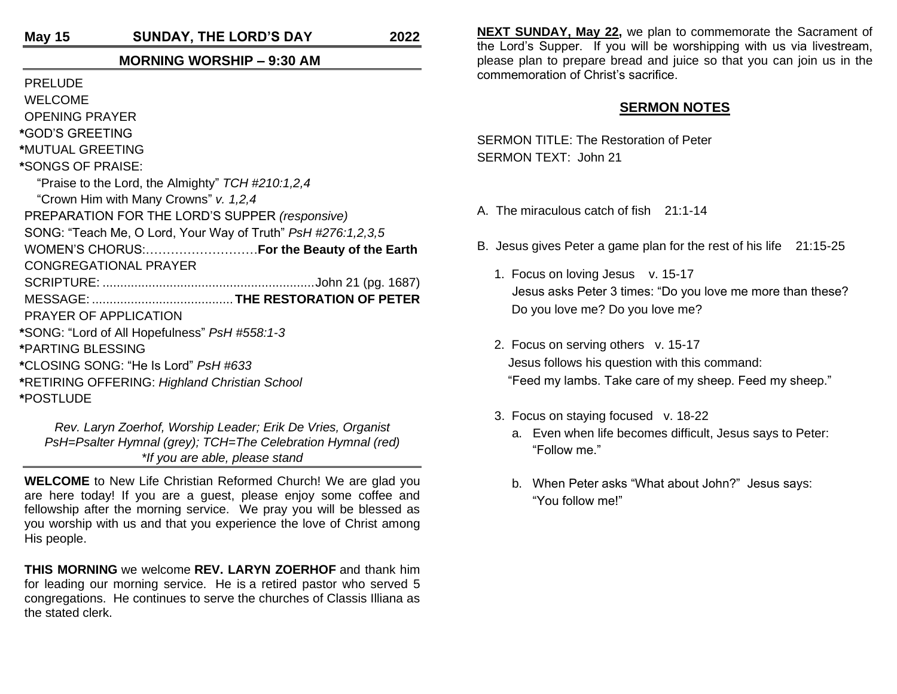**May 15 SUNDAY, THE LORD'S DAY 2022**

## MORNING WORSHIP – 9:30 AM

PRELUDE
WELCOME
OPENING PRAYER
*GOD'S GREETING
*MUTUAL GREETING
*SONGS OF PRAISE:
"Praise to the Lord, the Almighty" *TCH #210:1,2,4*
"Crown Him with Many Crowns" *v. 1,2,4*
PREPARATION FOR THE LORD'S SUPPER *(responsive)*
SONG: "Teach Me, O Lord, Your Way of Truth" *PsH #276:1,2,3,5*
WOMEN'S CHORUS:……………………….**For the Beauty of the Earth**
CONGREGATIONAL PRAYER
SCRIPTURE: ............................................................John 21 (pg. 1687)
MESSAGE: ........................................ **THE RESTORATION OF PETER**
PRAYER OF APPLICATION
*SONG: "Lord of All Hopefulness" *PsH #558:1-3*
*PARTING BLESSING
*CLOSING SONG: "He Is Lord" *PsH #633*
*RETIRING OFFERING: *Highland Christian School*
*POSTLUDE

*Rev. Laryn Zoerhof, Worship Leader; Erik De Vries, Organist*
*PsH=Psalter Hymnal (grey); TCH=The Celebration Hymnal (red)*
*\*If you are able, please stand*

**WELCOME** to New Life Christian Reformed Church! We are glad you are here today! If you are a guest, please enjoy some coffee and fellowship after the morning service. We pray you will be blessed as you worship with us and that you experience the love of Christ among His people.

**THIS MORNING** we welcome **REV. LARYN ZOERHOF** and thank him for leading our morning service. He is a retired pastor who served 5 congregations. He continues to serve the churches of Classis Illiana as the stated clerk.

**NEXT SUNDAY, May 22,** we plan to commemorate the Sacrament of the Lord's Supper. If you will be worshipping with us via livestream, please plan to prepare bread and juice so that you can join us in the commemoration of Christ's sacrifice.

## SERMON NOTES

SERMON TITLE: The Restoration of Peter
SERMON TEXT: John 21

A. The miraculous catch of fish 21:1-14

B. Jesus gives Peter a game plan for the rest of his life 21:15-25

1. Focus on loving Jesus v. 15-17
   Jesus asks Peter 3 times: "Do you love me more than these? Do you love me? Do you love me?

2. Focus on serving others v. 15-17
   Jesus follows his question with this command:
   "Feed my lambs. Take care of my sheep. Feed my sheep."

3. Focus on staying focused v. 18-22
   a. Even when life becomes difficult, Jesus says to Peter: "Follow me."

   b. When Peter asks "What about John?" Jesus says: "You follow me!"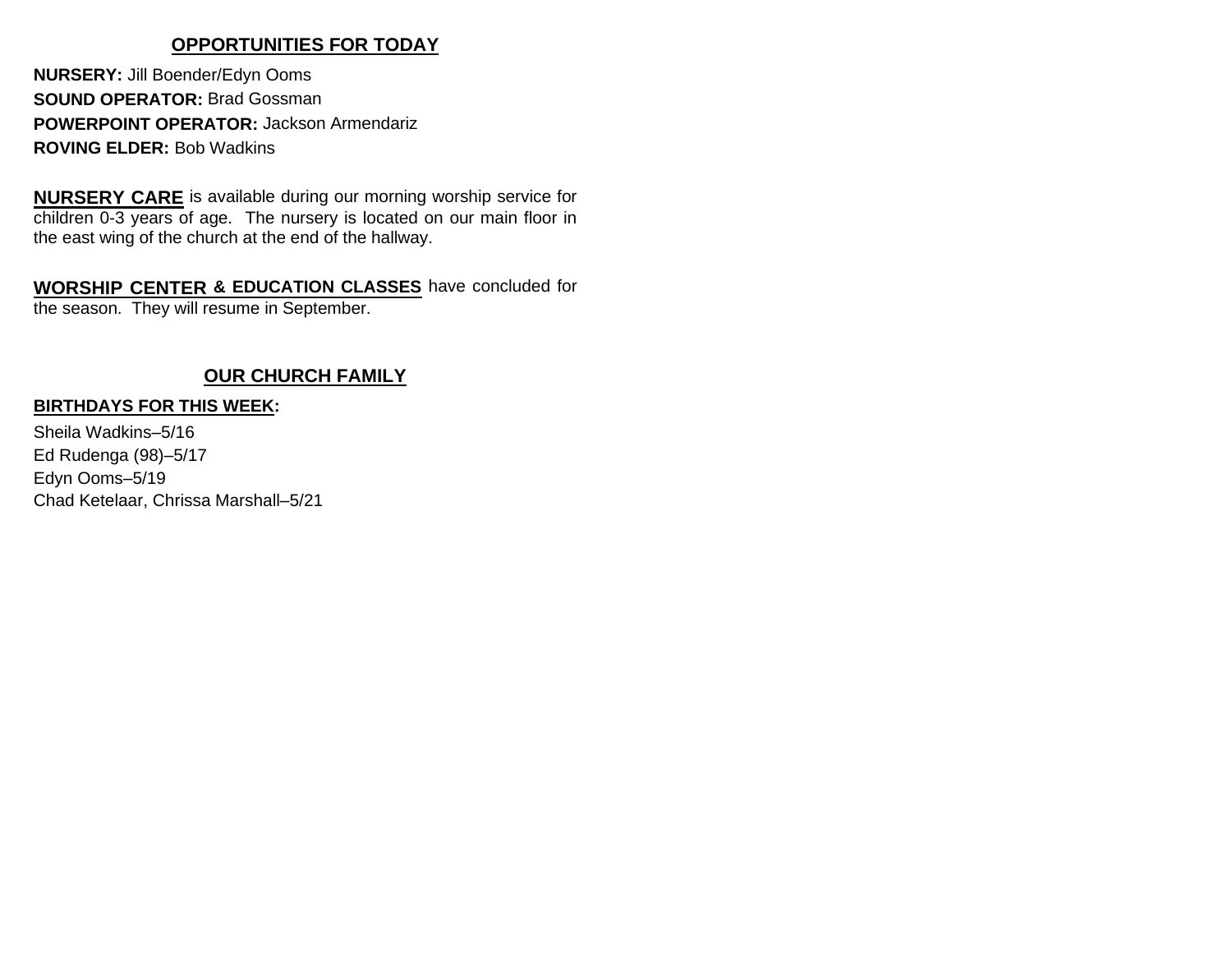## OPPORTUNITIES FOR TODAY

**NURSERY:** Jill Boender/Edyn Ooms
**SOUND OPERATOR:** Brad Gossman
**POWERPOINT OPERATOR:** Jackson Armendariz
**ROVING ELDER:** Bob Wadkins

**NURSERY CARE** is available during our morning worship service for children 0-3 years of age. The nursery is located on our main floor in the east wing of the church at the end of the hallway.

**WORSHIP CENTER & EDUCATION CLASSES** have concluded for the season. They will resume in September.

## OUR CHURCH FAMILY

**BIRTHDAYS FOR THIS WEEK:**

Sheila Wadkins–5/16
Ed Rudenga (98)–5/17
Edyn Ooms–5/19
Chad Ketelaar, Chrissa Marshall–5/21